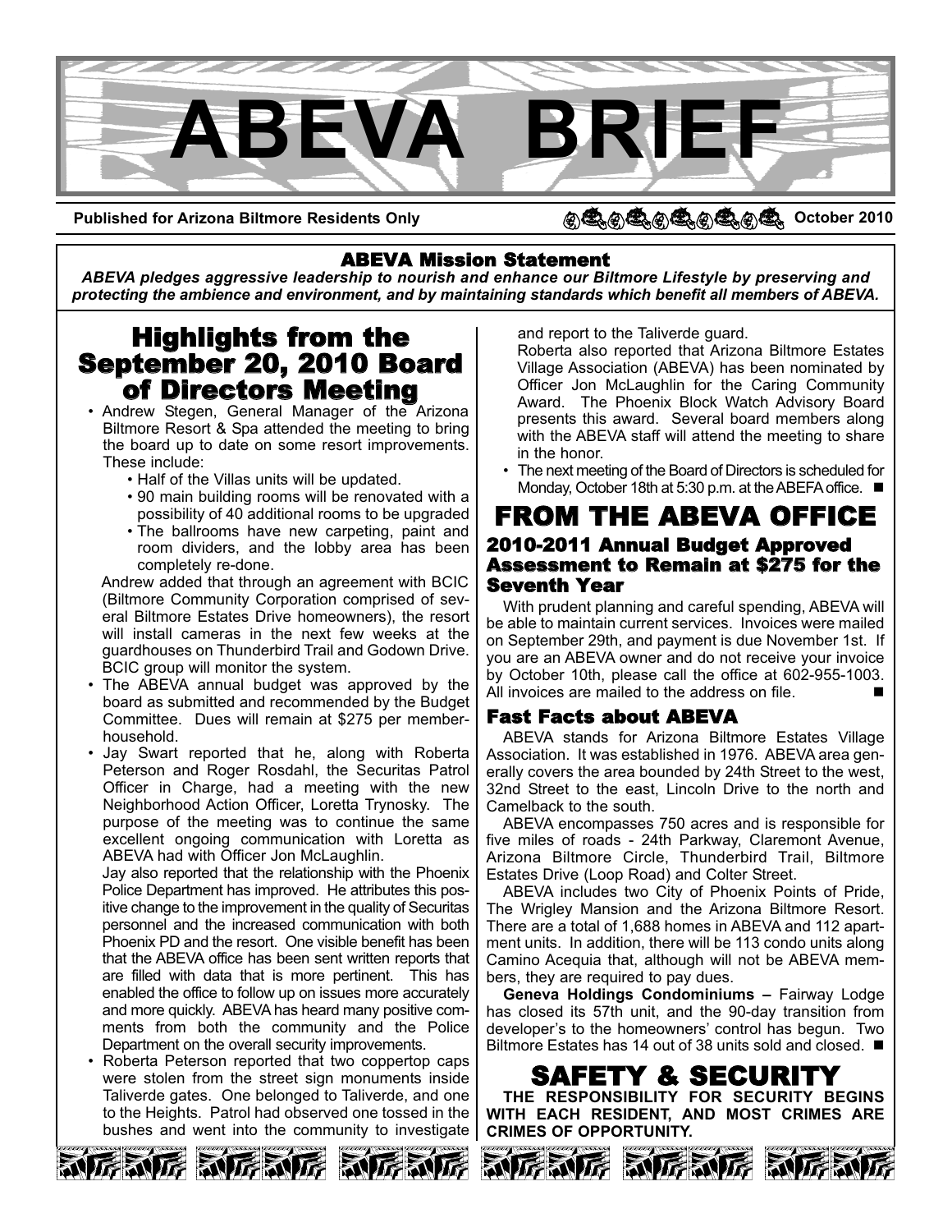# ABEVA BRIEF

**Published for Arizona Biltmore Residents Only** **October 2010**

## ABEVA Mission Statement

***ABEVA pledges aggressive leadership to nourish and enhance our Biltmore Lifestyle by preserving and protecting the ambience and environment, and by maintaining standards which benefit all members of ABEVA.***

## Highlights from the September 20, 2010 Board of Directors Meeting

- Andrew Stegen, General Manager of the Arizona Biltmore Resort & Spa attended the meeting to bring the board up to date on some resort improvements. These include:
  - Half of the Villas units will be updated.
  - 90 main building rooms will be renovated with a possibility of 40 additional rooms to be upgraded
  - The ballrooms have new carpeting, paint and room dividers, and the lobby area has been completely re-done.

  Andrew added that through an agreement with BCIC (Biltmore Community Corporation comprised of several Biltmore Estates Drive homeowners), the resort will install cameras in the next few weeks at the guardhouses on Thunderbird Trail and Godown Drive. BCIC group will monitor the system.
- The ABEVA annual budget was approved by the board as submitted and recommended by the Budget Committee. Dues will remain at $275 per member-household.
- Jay Swart reported that he, along with Roberta Peterson and Roger Rosdahl, the Securitas Patrol Officer in Charge, had a meeting with the new Neighborhood Action Officer, Loretta Trynosky. The purpose of the meeting was to continue the same excellent ongoing communication with Loretta as ABEVA had with Officer Jon McLaughlin.

  Jay also reported that the relationship with the Phoenix Police Department has improved. He attributes this positive change to the improvement in the quality of Securitas personnel and the increased communication with both Phoenix PD and the resort. One visible benefit has been that the ABEVA office has been sent written reports that are filled with data that is more pertinent. This has enabled the office to follow up on issues more accurately and more quickly. ABEVA has heard many positive comments from both the community and the Police Department on the overall security improvements.
- Roberta Peterson reported that two coppertop caps were stolen from the street sign monuments inside Taliverde gates. One belonged to Taliverde, and one to the Heights. Patrol had observed one tossed in the bushes and went into the community to investigate and report to the Taliverde guard.

  Roberta also reported that Arizona Biltmore Estates Village Association (ABEVA) has been nominated by Officer Jon McLaughlin for the Caring Community Award. The Phoenix Block Watch Advisory Board presents this award. Several board members along with the ABEVA staff will attend the meeting to share in the honor.
- The next meeting of the Board of Directors is scheduled for Monday, October 18th at 5:30 p.m. at the ABEFA office. ■

## FROM THE ABEVA OFFICE

### 2010-2011 Annual Budget Approved Assessment to Remain at $275 for the Seventh Year

With prudent planning and careful spending, ABEVA will be able to maintain current services. Invoices were mailed on September 29th, and payment is due November 1st. If you are an ABEVA owner and do not receive your invoice by October 10th, please call the office at 602-955-1003. All invoices are mailed to the address on file. ■

### Fast Facts about ABEVA

ABEVA stands for Arizona Biltmore Estates Village Association. It was established in 1976. ABEVA area generally covers the area bounded by 24th Street to the west, 32nd Street to the east, Lincoln Drive to the north and Camelback to the south.

ABEVA encompasses 750 acres and is responsible for five miles of roads - 24th Parkway, Claremont Avenue, Arizona Biltmore Circle, Thunderbird Trail, Biltmore Estates Drive (Loop Road) and Colter Street.

ABEVA includes two City of Phoenix Points of Pride, The Wrigley Mansion and the Arizona Biltmore Resort. There are a total of 1,688 homes in ABEVA and 112 apartment units. In addition, there will be 113 condo units along Camino Acequia that, although will not be ABEVA members, they are required to pay dues.

**Geneva Holdings Condominiums –** Fairway Lodge has closed its 57th unit, and the 90-day transition from developer's to the homeowners' control has begun. Two Biltmore Estates has 14 out of 38 units sold and closed. ■

## SAFETY & SECURITY

**THE RESPONSIBILITY FOR SECURITY BEGINS WITH EACH RESIDENT, AND MOST CRIMES ARE CRIMES OF OPPORTUNITY.**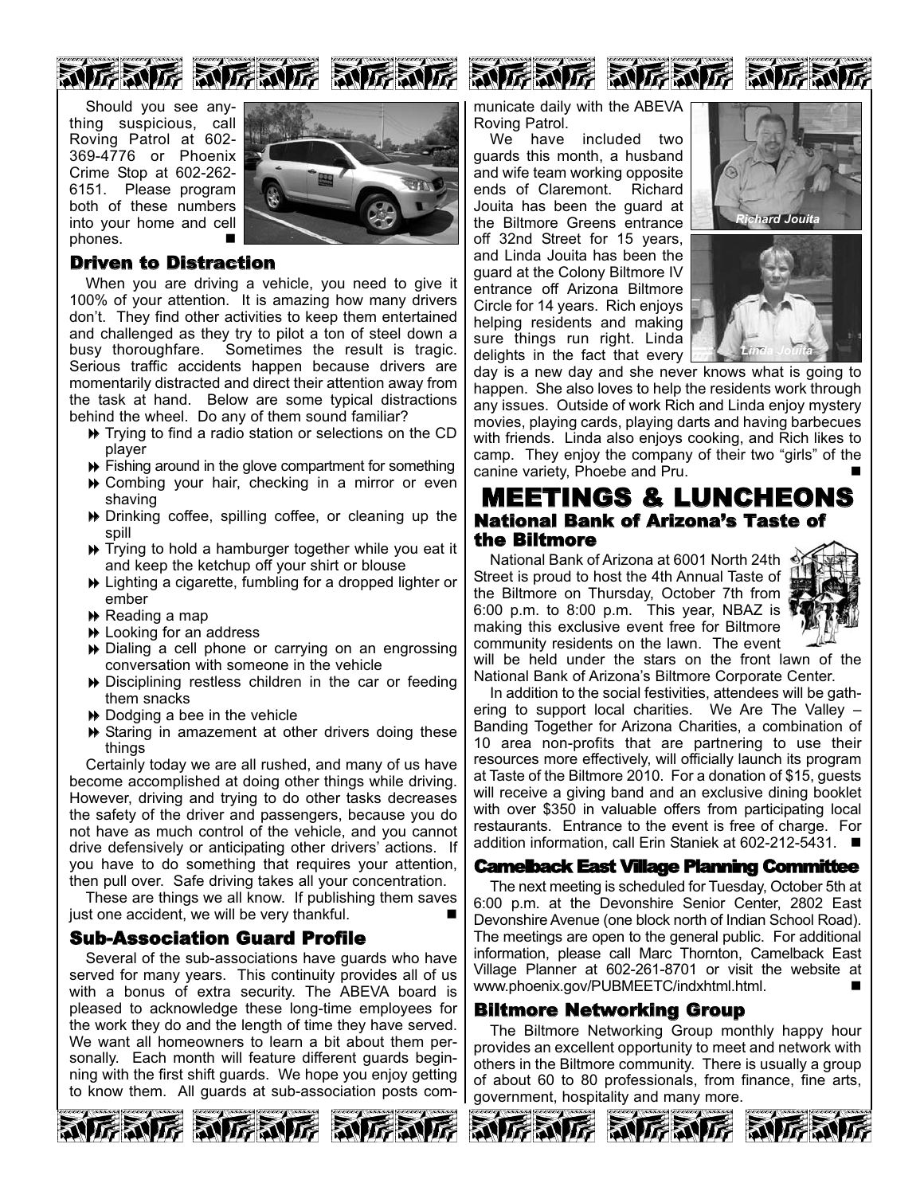Should you see anything suspicious, call Roving Patrol at 602-369-4776 or Phoenix Crime Stop at 602-262-6151. Please program both of these numbers into your home and cell phones. ■

## Driven to Distraction

When you are driving a vehicle, you need to give it 100% of your attention. It is amazing how many drivers don't. They find other activities to keep them entertained and challenged as they try to pilot a ton of steel down a busy thoroughfare. Sometimes the result is tragic. Serious traffic accidents happen because drivers are momentarily distracted and direct their attention away from the task at hand. Below are some typical distractions behind the wheel. Do any of them sound familiar?

- Trying to find a radio station or selections on the CD player
- Fishing around in the glove compartment for something
- Combing your hair, checking in a mirror or even shaving
- Drinking coffee, spilling coffee, or cleaning up the spill
- Trying to hold a hamburger together while you eat it and keep the ketchup off your shirt or blouse
- Lighting a cigarette, fumbling for a dropped lighter or ember
- Reading a map
- Looking for an address
- Dialing a cell phone or carrying on an engrossing conversation with someone in the vehicle
- Disciplining restless children in the car or feeding them snacks
- Dodging a bee in the vehicle
- Staring in amazement at other drivers doing these things

Certainly today we are all rushed, and many of us have become accomplished at doing other things while driving. However, driving and trying to do other tasks decreases the safety of the driver and passengers, because you do not have as much control of the vehicle, and you cannot drive defensively or anticipating other drivers' actions. If you have to do something that requires your attention, then pull over. Safe driving takes all your concentration.

These are things we all know. If publishing them saves just one accident, we will be very thankful. ■

## Sub-Association Guard Profile

Several of the sub-associations have guards who have served for many years. This continuity provides all of us with a bonus of extra security. The ABEVA board is pleased to acknowledge these long-time employees for the work they do and the length of time they have served. We want all homeowners to learn a bit about them personally. Each month will feature different guards beginning with the first shift guards. We hope you enjoy getting to know them. All guards at sub-association posts communicate daily with the ABEVA Roving Patrol.

We have included two guards this month, a husband and wife team working opposite ends of Claremont. Richard Jouita has been the guard at the Biltmore Greens entrance off 32nd Street for 15 years, and Linda Jouita has been the guard at the Colony Biltmore IV entrance off Arizona Biltmore Circle for 14 years. Rich enjoys helping residents and making sure things run right. Linda delights in the fact that every day is a new day and she never knows what is going to happen. She also loves to help the residents work through any issues. Outside of work Rich and Linda enjoy mystery movies, playing cards, playing darts and having barbecues with friends. Linda also enjoys cooking, and Rich likes to camp. They enjoy the company of their two "girls" of the canine variety, Phoebe and Pru. ■

*Richard Jouita*

*Linda Jouita*

# MEETINGS & LUNCHEONS

## National Bank of Arizona's Taste of the Biltmore

National Bank of Arizona at 6001 North 24th Street is proud to host the 4th Annual Taste of the Biltmore on Thursday, October 7th from 6:00 p.m. to 8:00 p.m. This year, NBAZ is making this exclusive event free for Biltmore community residents on the lawn. The event will be held under the stars on the front lawn of the National Bank of Arizona's Biltmore Corporate Center.

In addition to the social festivities, attendees will be gathering to support local charities. We Are The Valley – Banding Together for Arizona Charities, a combination of 10 area non-profits that are partnering to use their resources more effectively, will officially launch its program at Taste of the Biltmore 2010. For a donation of $15, guests will receive a giving band and an exclusive dining booklet with over $350 in valuable offers from participating local restaurants. Entrance to the event is free of charge. For addition information, call Erin Staniek at 602-212-5431. ■

## Camelback East Village Planning Committee

The next meeting is scheduled for Tuesday, October 5th at 6:00 p.m. at the Devonshire Senior Center, 2802 East Devonshire Avenue (one block north of Indian School Road). The meetings are open to the general public. For additional information, please call Marc Thornton, Camelback East Village Planner at 602-261-8701 or visit the website at www.phoenix.gov/PUBMEETC/indxhtml.html. ■

## Biltmore Networking Group

The Biltmore Networking Group monthly happy hour provides an excellent opportunity to meet and network with others in the Biltmore community. There is usually a group of about 60 to 80 professionals, from finance, fine arts, government, hospitality and many more.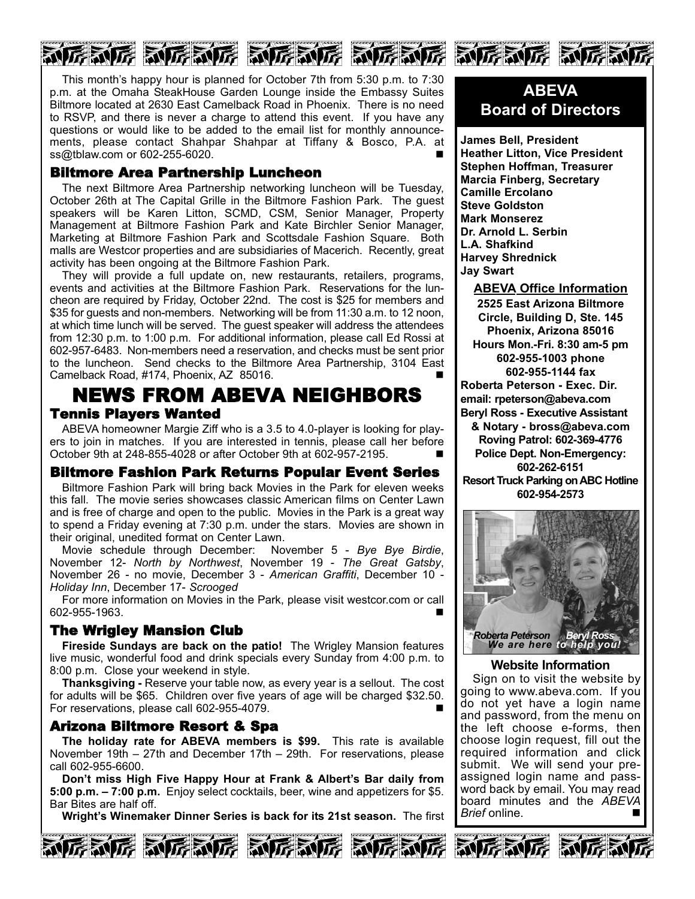This month's happy hour is planned for October 7th from 5:30 p.m. to 7:30 p.m. at the Omaha SteakHouse Garden Lounge inside the Embassy Suites Biltmore located at 2630 East Camelback Road in Phoenix. There is no need to RSVP, and there is never a charge to attend this event. If you have any questions or would like to be added to the email list for monthly announcements, please contact Shahpar Shahpar at Tiffany & Bosco, P.A. at ss@tblaw.com or 602-255-6020. ■

### Biltmore Area Partnership Luncheon

The next Biltmore Area Partnership networking luncheon will be Tuesday, October 26th at The Capital Grille in the Biltmore Fashion Park. The guest speakers will be Karen Litton, SCMD, CSM, Senior Manager, Property Management at Biltmore Fashion Park and Kate Birchler Senior Manager, Marketing at Biltmore Fashion Park and Scottsdale Fashion Square. Both malls are Westcor properties and are subsidiaries of Macerich. Recently, great activity has been ongoing at the Biltmore Fashion Park.

They will provide a full update on, new restaurants, retailers, programs, events and activities at the Biltmore Fashion Park. Reservations for the luncheon are required by Friday, October 22nd. The cost is $25 for members and $35 for guests and non-members. Networking will be from 11:30 a.m. to 12 noon, at which time lunch will be served. The guest speaker will address the attendees from 12:30 p.m. to 1:00 p.m. For additional information, please call Ed Rossi at 602-957-6483. Non-members need a reservation, and checks must be sent prior to the luncheon. Send checks to the Biltmore Area Partnership, 3104 East Camelback Road, #174, Phoenix, AZ 85016. ■

## NEWS FROM ABEVA NEIGHBORS

### Tennis Players Wanted

ABEVA homeowner Margie Ziff who is a 3.5 to 4.0-player is looking for players to join in matches. If you are interested in tennis, please call her before October 9th at 248-855-4028 or after October 9th at 602-957-2195. ■

### Biltmore Fashion Park Returns Popular Event Series

Biltmore Fashion Park will bring back Movies in the Park for eleven weeks this fall. The movie series showcases classic American films on Center Lawn and is free of charge and open to the public. Movies in the Park is a great way to spend a Friday evening at 7:30 p.m. under the stars. Movies are shown in their original, unedited format on Center Lawn.

Movie schedule through December: November 5 - *Bye Bye Birdie*, November 12- *North by Northwest*, November 19 - *The Great Gatsby*, November 26 - no movie, December 3 - *American Graffiti*, December 10 - *Holiday Inn*, December 17- *Scrooged*

For more information on Movies in the Park, please visit westcor.com or call 602-955-1963. ■

### The Wrigley Mansion Club

**Fireside Sundays are back on the patio!** The Wrigley Mansion features live music, wonderful food and drink specials every Sunday from 4:00 p.m. to 8:00 p.m. Close your weekend in style.

**Thanksgiving -** Reserve your table now, as every year is a sellout. The cost for adults will be $65. Children over five years of age will be charged $32.50. For reservations, please call 602-955-4079. ■

### Arizona Biltmore Resort & Spa

**The holiday rate for ABEVA members is $99.** This rate is available November 19th – 27th and December 17th – 29th. For reservations, please call 602-955-6600.

**Don't miss High Five Happy Hour at Frank & Albert's Bar daily from 5:00 p.m. – 7:00 p.m.** Enjoy select cocktails, beer, wine and appetizers for $5. Bar Bites are half off.

**Wright's Winemaker Dinner Series is back for its 21st season.** The first

## ABEVA Board of Directors

**James Bell, President**
**Heather Litton, Vice President**
**Stephen Hoffman, Treasurer**
**Marcia Finberg, Secretary**
**Camille Ercolano**
**Steve Goldston**
**Mark Monserez**
**Dr. Arnold L. Serbin**
**L.A. Shafkind**
**Harvey Shrednick**
**Jay Swart**

**ABEVA Office Information**

**2525 East Arizona Biltmore Circle, Building D, Ste. 145**
**Phoenix, Arizona 85016**
**Hours Mon.-Fri. 8:30 am-5 pm**
**602-955-1003 phone**
**602-955-1144 fax**
**Roberta Peterson - Exec. Dir.**
**email: rpeterson@abeva.com**
**Beryl Ross - Executive Assistant & Notary - bross@abeva.com**
**Roving Patrol: 602-369-4776**
**Police Dept. Non-Emergency: 602-262-6151**
**Resort Truck Parking on ABC Hotline 602-954-2573**

*Roberta Peterson Beryl Ross*
*We are here to help you!*

**Website Information**

Sign on to visit the website by going to www.abeva.com. If you do not yet have a login name and password, from the menu on the left choose e-forms, then choose login request, fill out the required information and click submit. We will send your pre-assigned login name and password back by email. You may read board minutes and the *ABEVA Brief* online. ■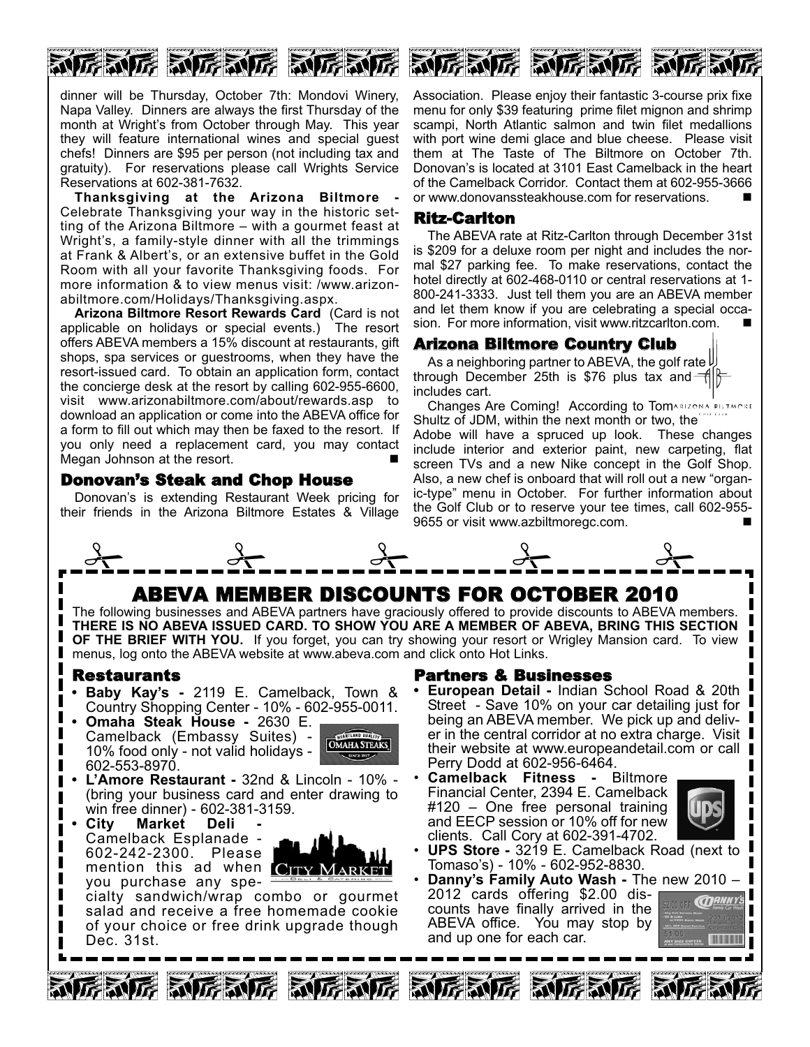dinner will be Thursday, October 7th: Mondovi Winery, Napa Valley. Dinners are always the first Thursday of the month at Wright's from October through May. This year they will feature international wines and special guest chefs! Dinners are $95 per person (not including tax and gratuity). For reservations please call Wrights Service Reservations at 602-381-7632.

**Thanksgiving at the Arizona Biltmore -** Celebrate Thanksgiving your way in the historic setting of the Arizona Biltmore – with a gourmet feast at Wright's, a family-style dinner with all the trimmings at Frank & Albert's, or an extensive buffet in the Gold Room with all your favorite Thanksgiving foods. For more information & to view menus visit: /www.arizonabiltmore.com/Holidays/Thanksgiving.aspx.

**Arizona Biltmore Resort Rewards Card** (Card is not applicable on holidays or special events.) The resort offers ABEVA members a 15% discount at restaurants, gift shops, spa services or guestrooms, when they have the resort-issued card. To obtain an application form, contact the concierge desk at the resort by calling 602-955-6600, visit www.arizonabiltmore.com/about/rewards.asp to download an application or come into the ABEVA office for a form to fill out which may then be faxed to the resort. If you only need a replacement card, you may contact Megan Johnson at the resort.

## Donovan's Steak and Chop House

Donovan's is extending Restaurant Week pricing for their friends in the Arizona Biltmore Estates & Village Association. Please enjoy their fantastic 3-course prix fixe menu for only $39 featuring prime filet mignon and shrimp scampi, North Atlantic salmon and twin filet medallions with port wine demi glace and blue cheese. Please visit them at The Taste of The Biltmore on October 7th. Donovan's is located at 3101 East Camelback in the heart of the Camelback Corridor. Contact them at 602-955-3666 or www.donovanssteakhouse.com for reservations.

## Ritz-Carlton

The ABEVA rate at Ritz-Carlton through December 31st is $209 for a deluxe room per night and includes the normal $27 parking fee. To make reservations, contact the hotel directly at 602-468-0110 or central reservations at 1-800-241-3333. Just tell them you are an ABEVA member and let them know if you are celebrating a special occasion. For more information, visit www.ritzcarlton.com.

## Arizona Biltmore Country Club

As a neighboring partner to ABEVA, the golf rate through December 25th is $76 plus tax and includes cart.

Changes Are Coming! According to Tom Shultz of JDM, within the next month or two, the Adobe will have a spruced up look. These changes include interior and exterior paint, new carpeting, flat screen TVs and a new Nike concept in the Golf Shop. Also, a new chef is onboard that will roll out a new "organic-type" menu in October. For further information about the Golf Club or to reserve your tee times, call 602-955-9655 or visit www.azbiltmoregc.com.

# ABEVA MEMBER DISCOUNTS FOR OCTOBER 2010

The following businesses and ABEVA partners have graciously offered to provide discounts to ABEVA members. **THERE IS NO ABEVA ISSUED CARD. TO SHOW YOU ARE A MEMBER OF ABEVA, BRING THIS SECTION OF THE BRIEF WITH YOU.** If you forget, you can try showing your resort or Wrigley Mansion card. To view menus, log onto the ABEVA website at www.abeva.com and click onto Hot Links.

## Restaurants

- **Baby Kay's -** 2119 E. Camelback, Town & Country Shopping Center - 10% - 602-955-0011.
- **Omaha Steak House -** 2630 E. Camelback (Embassy Suites) - 10% food only - not valid holidays - 602-553-8970.
- **L'Amore Restaurant -** 32nd & Lincoln - 10% - (bring your business card and enter drawing to win free dinner) - 602-381-3159.
- **City Market Deli -** Camelback Esplanade - 602-242-2300. Please mention this ad when you purchase any specialty sandwich/wrap combo or gourmet salad and receive a free homemade cookie of your choice or free drink upgrade though Dec. 31st.

## Partners & Businesses

- **European Detail -** Indian School Road & 20th Street - Save 10% on your car detailing just for being an ABEVA member. We pick up and deliver in the central corridor at no extra charge. Visit their website at www.europeandetail.com or call Perry Dodd at 602-956-6464.
- **Camelback Fitness -** Biltmore Financial Center, 2394 E. Camelback #120 – One free personal training and EECP session or 10% off for new clients. Call Cory at 602-391-4702.
- **UPS Store -** 3219 E. Camelback Road (next to Tomaso's) - 10% - 602-952-8830.
- **Danny's Family Auto Wash -** The new 2010 – 2012 cards offering $2.00 discounts have finally arrived in the ABEVA office. You may stop by and up one for each car.